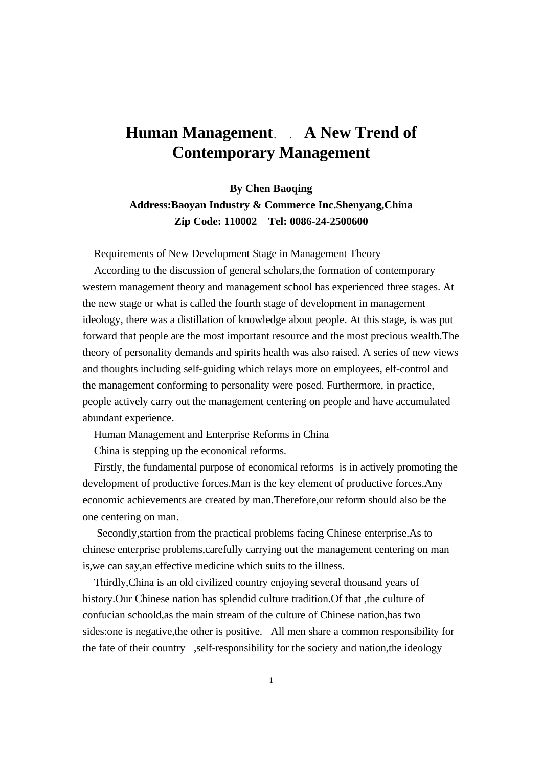# Human Management. . A New Trend of Contemporary Management

**By Chen Baoqing**

**Address:Baoyan Industry & Commerce Inc.Shenyang,China**

**Zip Code: 110002 Tel: 0086-24-2500600**

Requirements of New Development Stage in Management Theory

According to the discussion of general scholars,the formation of contemporary western management theory and management school has experienced three stages. At the new stage or what is called the fourth stage of development in management ideology, there was a distillation of knowledge about people. At this stage, is was put forward that people are the most important resource and the most precious wealth.The theory of personality demands and spirits health was also raised. A series of new views and thoughts including self-guiding which relays more on employees, elf-control and the management conforming to personality were posed. Furthermore, in practice, people actively carry out the management centering on people and have accumulated abundant experience.

Human Management and Enterprise Reforms in China

China is stepping up the econonical reforms.

Firstly, the fundamental purpose of economical reforms is in actively promoting the development of productive forces.Man is the key element of productive forces.Any economic achievements are created by man.Therefore,our reform should also be the one centering on man.

Secondly,startion from the practical problems facing Chinese enterprise.As to chinese enterprise problems,carefully carrying out the management centering on man is,we can say,an effective medicine which suits to the illness.

Thirdly,China is an old civilized country enjoying several thousand years of history.Our Chinese nation has splendid culture tradition.Of that ,the culture of confucian schoold,as the main stream of the culture of Chinese nation,has two sides:one is negative,the other is positive. All men share a common responsibility for the fate of their country ,self-responsibility for the society and nation,the ideology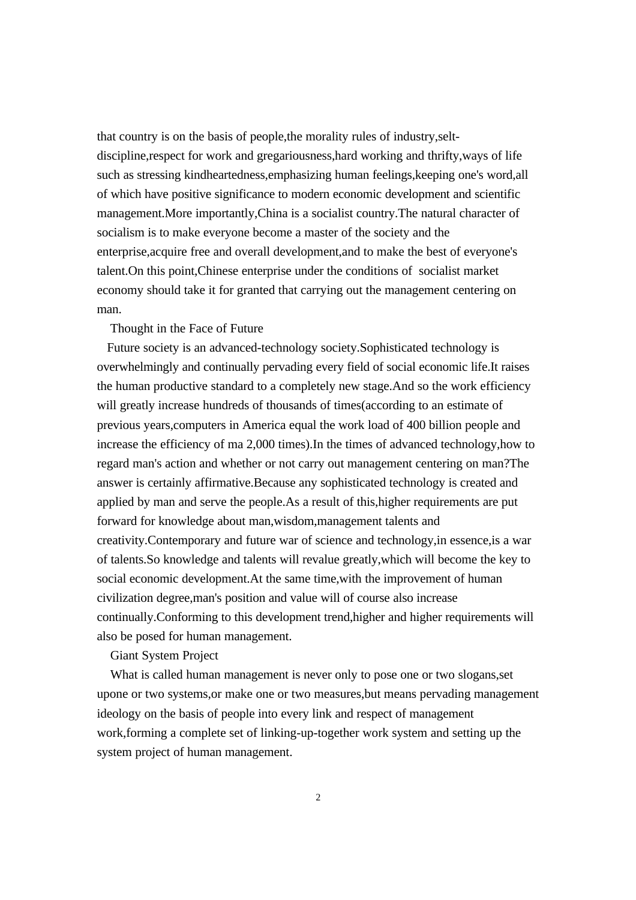that country is on the basis of people,the morality rules of industry,selt-discipline,respect for work and gregariousness,hard working and thrifty,ways of life such as stressing kindheartedness,emphasizing human feelings,keeping one's word,all of which have positive significance to modern economic development and scientific management.More importantly,China is a socialist country.The natural character of socialism is to make everyone become a master of the society and the enterprise,acquire free and overall development,and to make the best of everyone's talent.On this point,Chinese enterprise under the conditions of socialist market economy should take it for granted that carrying out the management centering on man.

## Thought in the Face of Future

Future society is an advanced-technology society.Sophisticated technology is overwhelmingly and continually pervading every field of social economic life.It raises the human productive standard to a completely new stage.And so the work efficiency will greatly increase hundreds of thousands of times(according to an estimate of previous years,computers in America equal the work load of 400 billion people and increase the efficiency of ma 2,000 times).In the times of advanced technology,how to regard man's action and whether or not carry out management centering on man?The answer is certainly affirmative.Because any sophisticated technology is created and applied by man and serve the people.As a result of this,higher requirements are put forward for knowledge about man,wisdom,management talents and creativity.Contemporary and future war of science and technology,in essence,is a war of talents.So knowledge and talents will revalue greatly,which will become the key to social economic development.At the same time,with the improvement of human civilization degree,man's position and value will of course also increase continually.Conforming to this development trend,higher and higher requirements will also be posed for human management.

## Giant System Project

What is called human management is never only to pose one or two slogans,set upone or two systems,or make one or two measures,but means pervading management ideology on the basis of people into every link and respect of management work,forming a complete set of linking-up-together work system and setting up the system project of human management.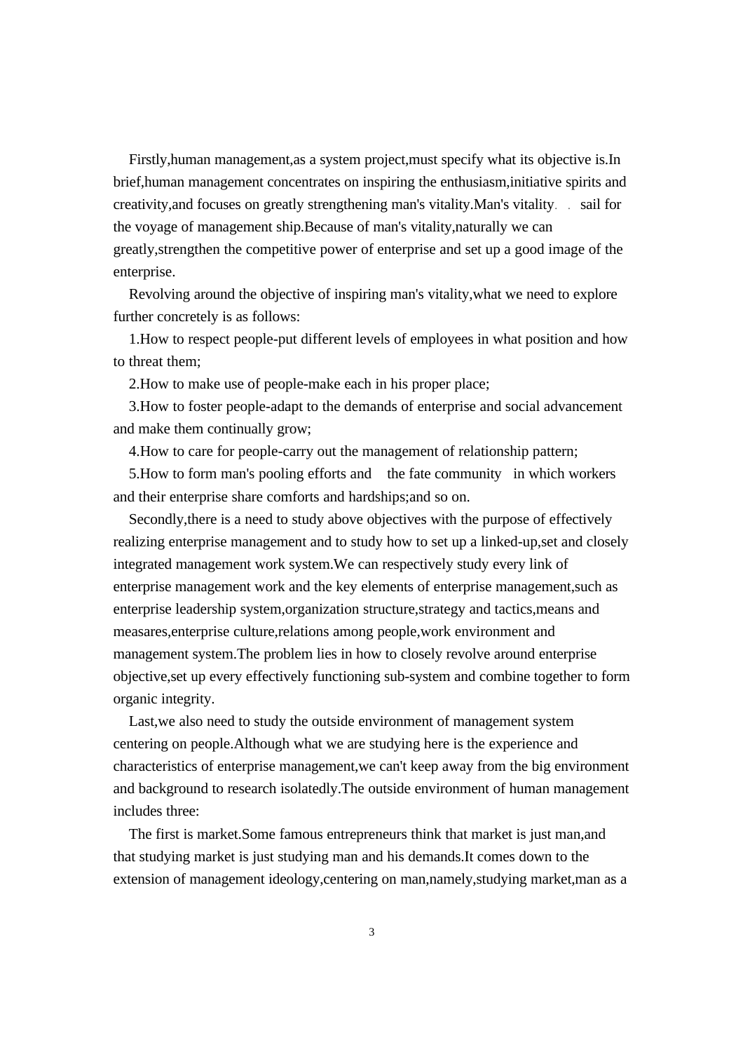Firstly,human management,as a system project,must specify what its objective is.In brief,human management concentrates on inspiring the enthusiasm,initiative spirits and creativity,and focuses on greatly strengthening man's vitality.Man's vitality. . sail for the voyage of management ship.Because of man's vitality,naturally we can greatly,strengthen the competitive power of enterprise and set up a good image of the enterprise.

Revolving around the objective of inspiring man's vitality,what we need to explore further concretely is as follows:

1.How to respect people-put different levels of employees in what position and how to threat them;

2.How to make use of people-make each in his proper place;

3.How to foster people-adapt to the demands of enterprise and social advancement and make them continually grow;

4.How to care for people-carry out the management of relationship pattern;

5.How to form man's pooling efforts and the fate community in which workers and their enterprise share comforts and hardships;and so on.

Secondly,there is a need to study above objectives with the purpose of effectively realizing enterprise management and to study how to set up a linked-up,set and closely integrated management work system.We can respectively study every link of enterprise management work and the key elements of enterprise management,such as enterprise leadership system,organization structure,strategy and tactics,means and measares,enterprise culture,relations among people,work environment and management system.The problem lies in how to closely revolve around enterprise objective,set up every effectively functioning sub-system and combine together to form organic integrity.

Last,we also need to study the outside environment of management system centering on people.Although what we are studying here is the experience and characteristics of enterprise management,we can't keep away from the big environment and background to research isolatedly.The outside environment of human management includes three:

The first is market.Some famous entrepreneurs think that market is just man,and that studying market is just studying man and his demands.It comes down to the extension of management ideology,centering on man,namely,studying market,man as a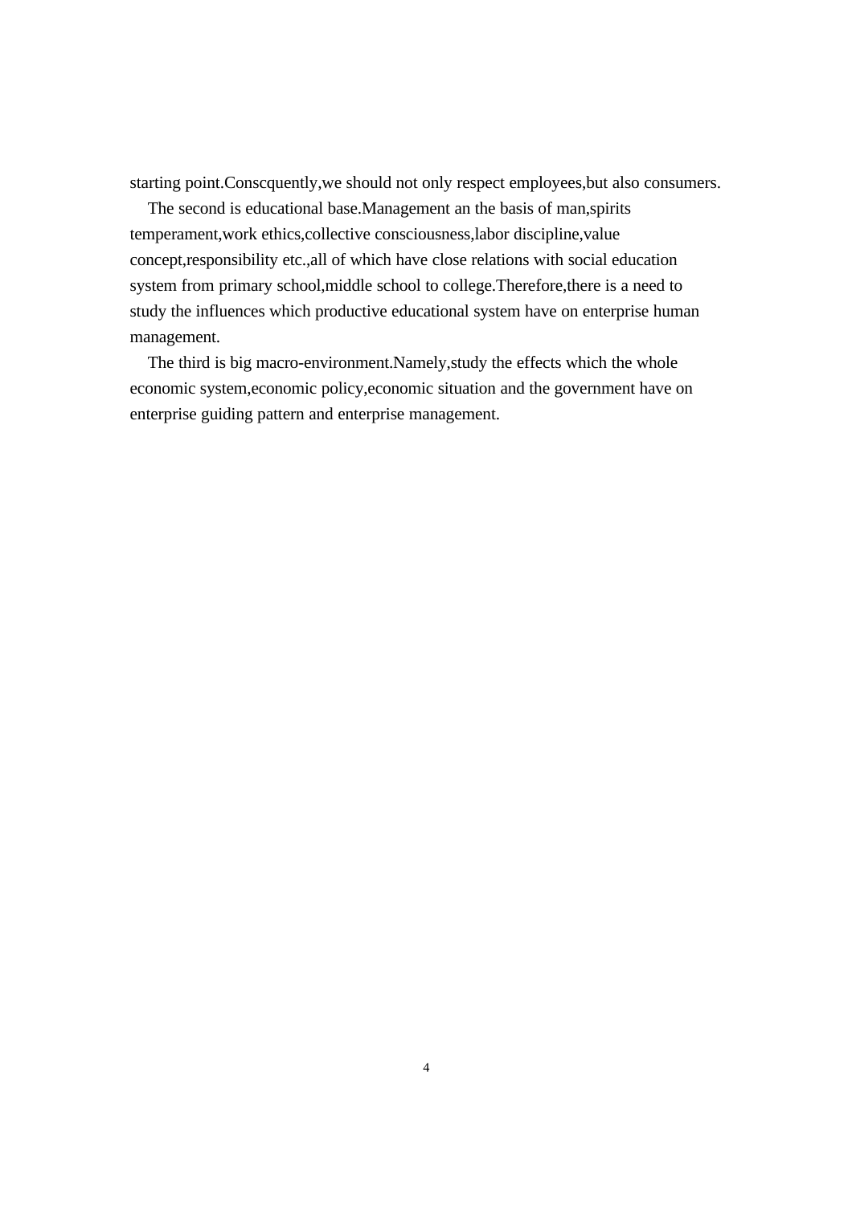starting point.Conscquently,we should not only respect employees,but also consumers.

The second is educational base.Management an the basis of man,spirits temperament,work ethics,collective consciousness,labor discipline,value concept,responsibility etc.,all of which have close relations with social education system from primary school,middle school to college.Therefore,there is a need to study the influences which productive educational system have on enterprise human management.

The third is big macro-environment.Namely,study the effects which the whole economic system,economic policy,economic situation and the government have on enterprise guiding pattern and enterprise management.